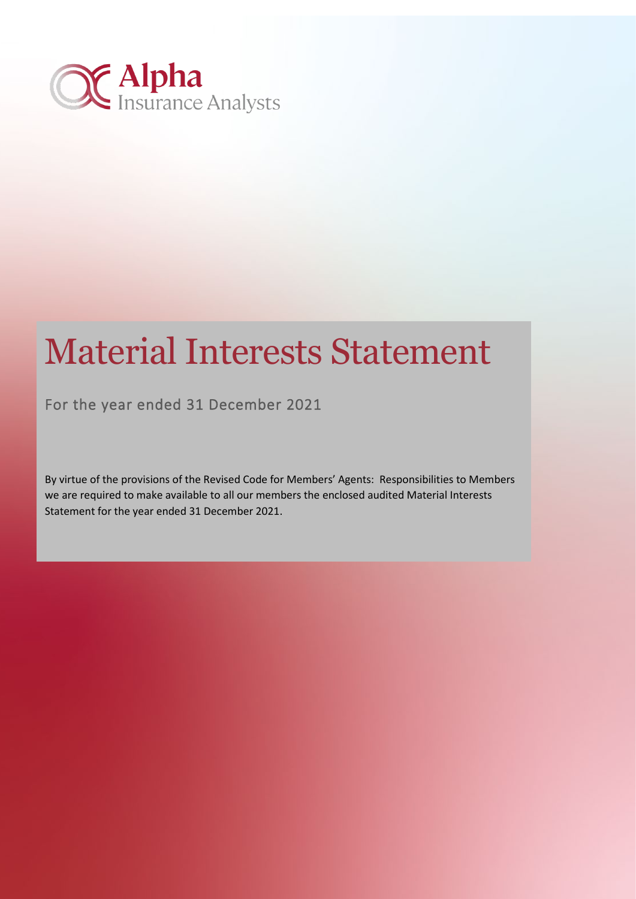Alpha
Insurance Analysts

# Material Interests Statement

For the year ended 31 December 2021

By virtue of the provisions of the Revised Code for Members' Agents: Responsibilities to Members we are required to make available to all our members the enclosed audited Material Interests Statement for the year ended 31 December 2021.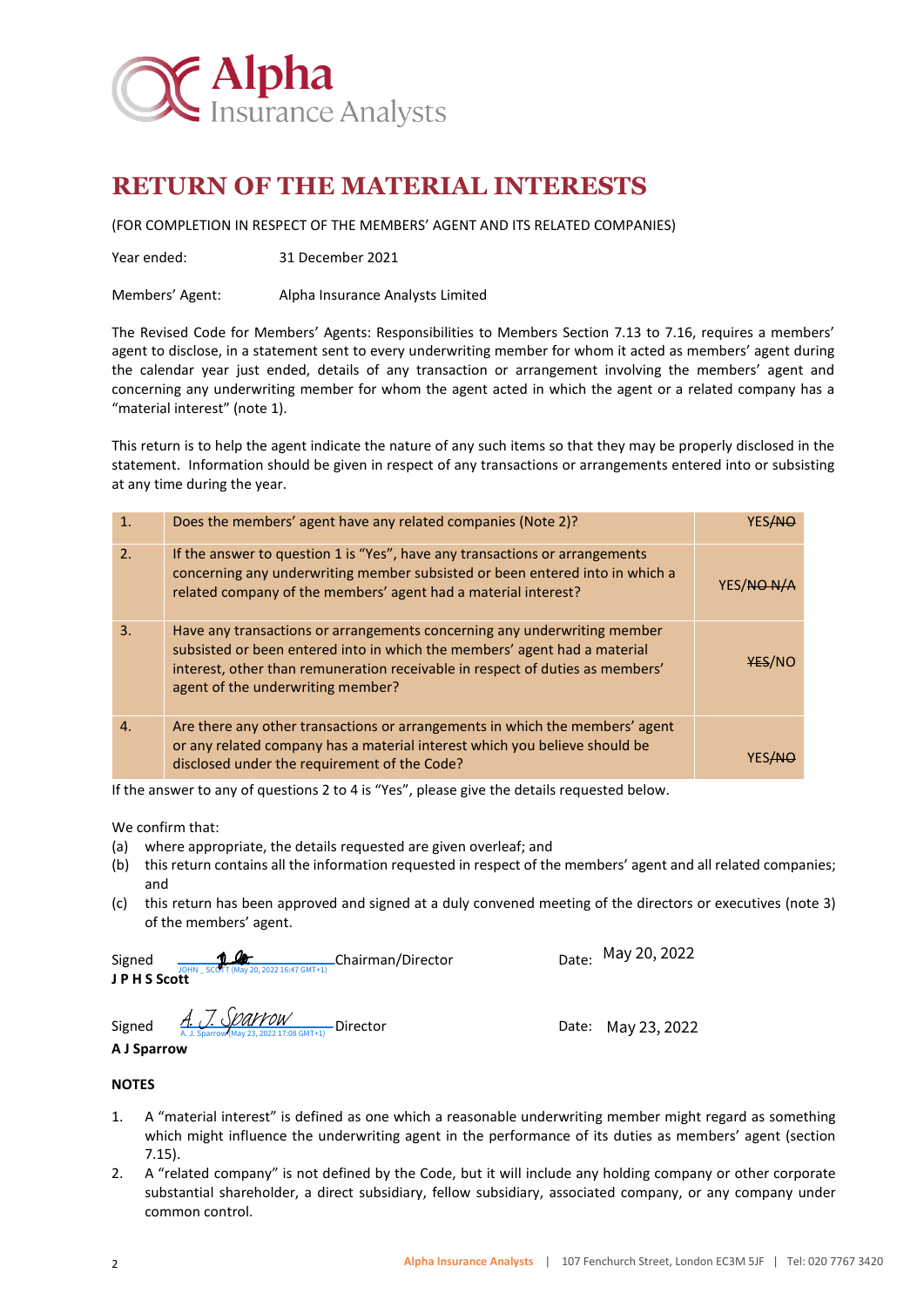# RETURN OF THE MATERIAL INTERESTS

(FOR COMPLETION IN RESPECT OF THE MEMBERS' AGENT AND ITS RELATED COMPANIES)

Year ended: 31 December 2021

Members' Agent: Alpha Insurance Analysts Limited

The Revised Code for Members' Agents: Responsibilities to Members Section 7.13 to 7.16, requires a members' agent to disclose, in a statement sent to every underwriting member for whom it acted as members' agent during the calendar year just ended, details of any transaction or arrangement involving the members' agent and concerning any underwriting member for whom the agent acted in which the agent or a related company has a "material interest" (note 1).

This return is to help the agent indicate the nature of any such items so that they may be properly disclosed in the statement. Information should be given in respect of any transactions or arrangements entered into or subsisting at any time during the year.

| | | |
|---|---|---|
| 1. | Does the members' agent have any related companies (Note 2)? | YES/~~NO~~ |
| 2. | If the answer to question 1 is "Yes", have any transactions or arrangements concerning any underwriting member subsisted or been entered into in which a related company of the members' agent had a material interest? | YES/~~NO N/A~~ |
| 3. | Have any transactions or arrangements concerning any underwriting member subsisted or been entered into in which the members' agent had a material interest, other than remuneration receivable in respect of duties as members' agent of the underwriting member? | ~~YES~~/NO |
| 4. | Are there any other transactions or arrangements in which the members' agent or any related company has a material interest which you believe should be disclosed under the requirement of the Code? | YES/~~NO~~ |

If the answer to any of questions 2 to 4 is "Yes", please give the details requested below.

We confirm that:

(a) where appropriate, the details requested are given overleaf; and

(b) this return contains all the information requested in respect of the members' agent and all related companies; and

(c) this return has been approved and signed at a duly convened meeting of the directors or executives (note 3) of the members' agent.

Signed [signature: JOHN _ SCOTT (May 20, 2022 16:47 GMT+1)] Chairman/Director Date: May 20, 2022

**J P H S Scott**

Signed [signature: A. J. Sparrow (May 23, 2022 17:08 GMT+1)] Director Date: May 23, 2022

**A J Sparrow**

**NOTES**

1. A "material interest" is defined as one which a reasonable underwriting member might regard as something which might influence the underwriting agent in the performance of its duties as members' agent (section 7.15).
2. A "related company" is not defined by the Code, but it will include any holding company or other corporate substantial shareholder, a direct subsidiary, fellow subsidiary, associated company, or any company under common control.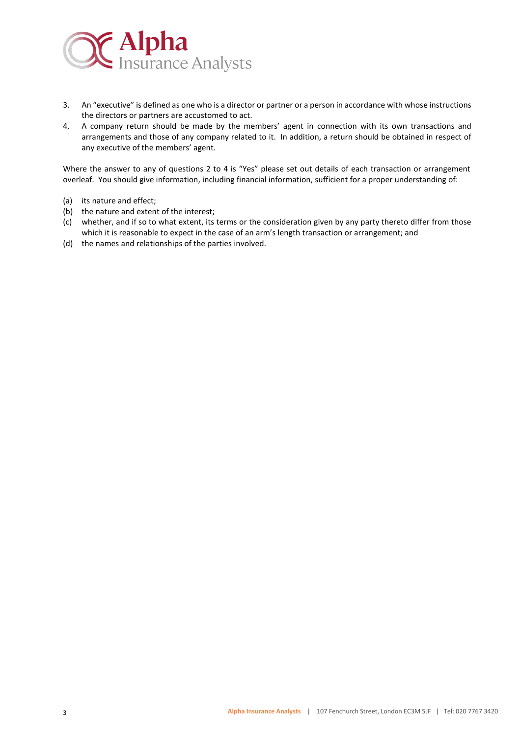3. An "executive" is defined as one who is a director or partner or a person in accordance with whose instructions the directors or partners are accustomed to act.
4. A company return should be made by the members' agent in connection with its own transactions and arrangements and those of any company related to it. In addition, a return should be obtained in respect of any executive of the members' agent.

Where the answer to any of questions 2 to 4 is "Yes" please set out details of each transaction or arrangement overleaf. You should give information, including financial information, sufficient for a proper understanding of:

(a) its nature and effect;
(b) the nature and extent of the interest;
(c) whether, and if so to what extent, its terms or the consideration given by any party thereto differ from those which it is reasonable to expect in the case of an arm's length transaction or arrangement; and
(d) the names and relationships of the parties involved.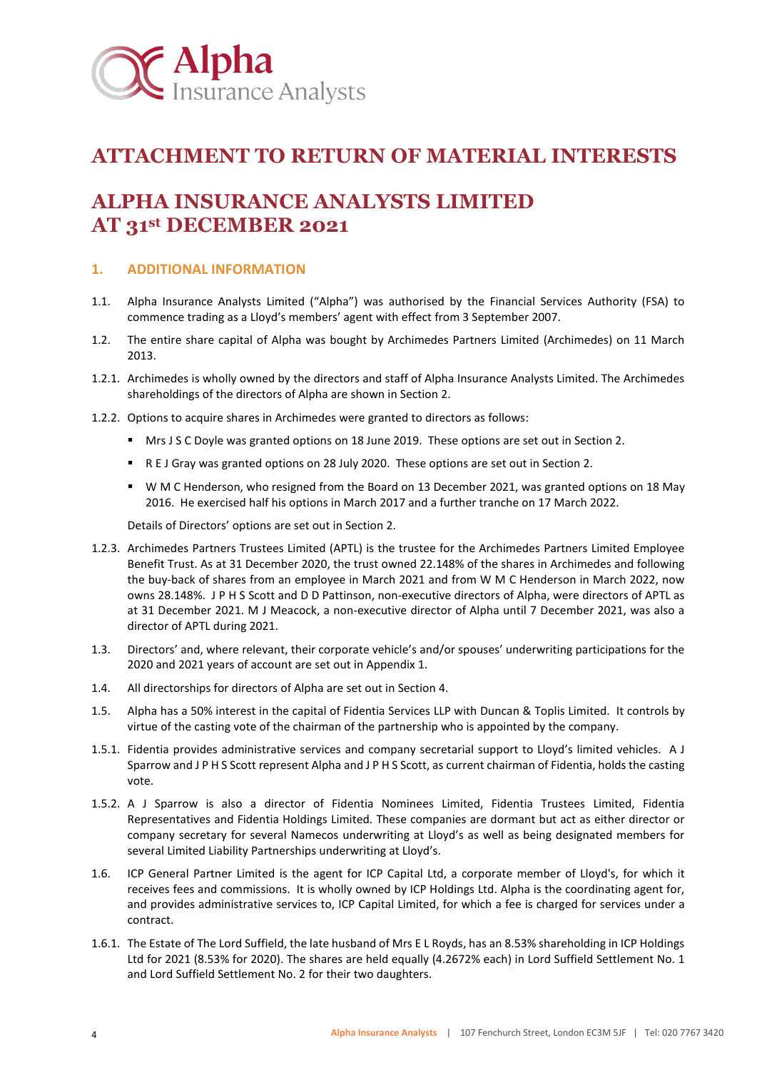# ATTACHMENT TO RETURN OF MATERIAL INTERESTS

# ALPHA INSURANCE ANALYSTS LIMITED AT 31st DECEMBER 2021

## 1. ADDITIONAL INFORMATION

1.1. Alpha Insurance Analysts Limited ("Alpha") was authorised by the Financial Services Authority (FSA) to commence trading as a Lloyd's members' agent with effect from 3 September 2007.

1.2. The entire share capital of Alpha was bought by Archimedes Partners Limited (Archimedes) on 11 March 2013.

1.2.1. Archimedes is wholly owned by the directors and staff of Alpha Insurance Analysts Limited. The Archimedes shareholdings of the directors of Alpha are shown in Section 2.

1.2.2. Options to acquire shares in Archimedes were granted to directors as follows:

- Mrs J S C Doyle was granted options on 18 June 2019. These options are set out in Section 2.
- R E J Gray was granted options on 28 July 2020. These options are set out in Section 2.
- W M C Henderson, who resigned from the Board on 13 December 2021, was granted options on 18 May 2016. He exercised half his options in March 2017 and a further tranche on 17 March 2022.

Details of Directors' options are set out in Section 2.

1.2.3. Archimedes Partners Trustees Limited (APTL) is the trustee for the Archimedes Partners Limited Employee Benefit Trust. As at 31 December 2020, the trust owned 22.148% of the shares in Archimedes and following the buy-back of shares from an employee in March 2021 and from W M C Henderson in March 2022, now owns 28.148%. J P H S Scott and D D Pattinson, non-executive directors of Alpha, were directors of APTL as at 31 December 2021. M J Meacock, a non-executive director of Alpha until 7 December 2021, was also a director of APTL during 2021.

1.3. Directors' and, where relevant, their corporate vehicle's and/or spouses' underwriting participations for the 2020 and 2021 years of account are set out in Appendix 1.

1.4. All directorships for directors of Alpha are set out in Section 4.

1.5. Alpha has a 50% interest in the capital of Fidentia Services LLP with Duncan & Toplis Limited. It controls by virtue of the casting vote of the chairman of the partnership who is appointed by the company.

1.5.1. Fidentia provides administrative services and company secretarial support to Lloyd's limited vehicles. A J Sparrow and J P H S Scott represent Alpha and J P H S Scott, as current chairman of Fidentia, holds the casting vote.

1.5.2. A J Sparrow is also a director of Fidentia Nominees Limited, Fidentia Trustees Limited, Fidentia Representatives and Fidentia Holdings Limited. These companies are dormant but act as either director or company secretary for several Namecos underwriting at Lloyd's as well as being designated members for several Limited Liability Partnerships underwriting at Lloyd's.

1.6. ICP General Partner Limited is the agent for ICP Capital Ltd, a corporate member of Lloyd's, for which it receives fees and commissions. It is wholly owned by ICP Holdings Ltd. Alpha is the coordinating agent for, and provides administrative services to, ICP Capital Limited, for which a fee is charged for services under a contract.

1.6.1. The Estate of The Lord Suffield, the late husband of Mrs E L Royds, has an 8.53% shareholding in ICP Holdings Ltd for 2021 (8.53% for 2020). The shares are held equally (4.2672% each) in Lord Suffield Settlement No. 1 and Lord Suffield Settlement No. 2 for their two daughters.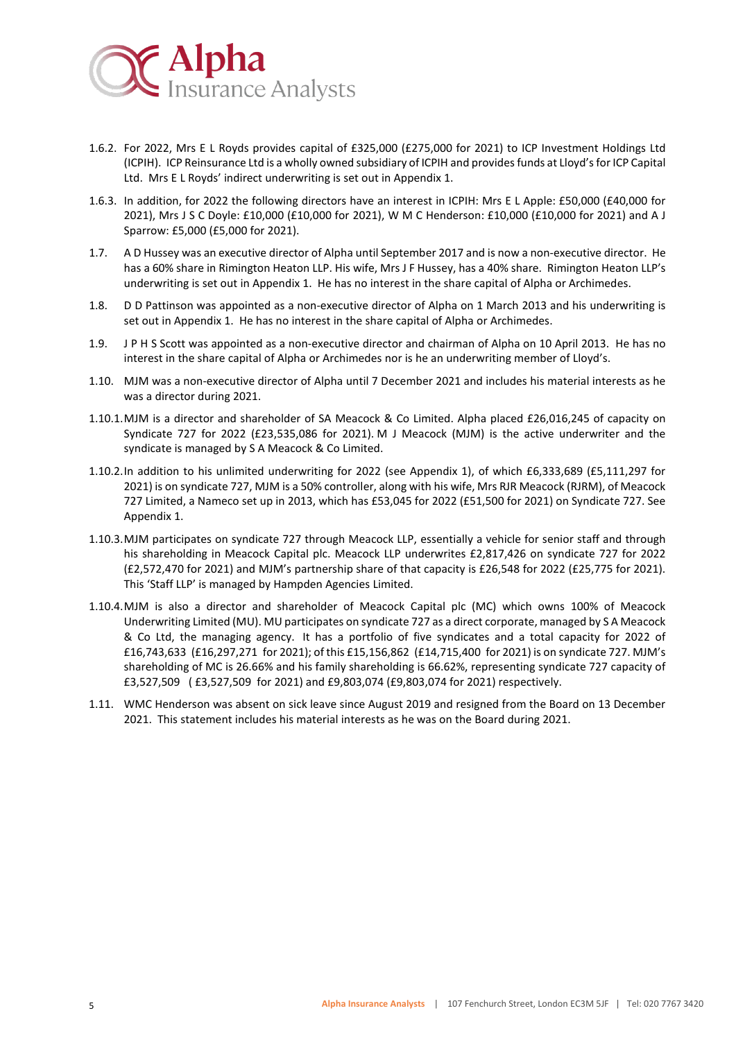1.6.2. For 2022, Mrs E L Royds provides capital of £325,000 (£275,000 for 2021) to ICP Investment Holdings Ltd (ICPIH). ICP Reinsurance Ltd is a wholly owned subsidiary of ICPIH and provides funds at Lloyd's for ICP Capital Ltd. Mrs E L Royds' indirect underwriting is set out in Appendix 1.

1.6.3. In addition, for 2022 the following directors have an interest in ICPIH: Mrs E L Apple: £50,000 (£40,000 for 2021), Mrs J S C Doyle: £10,000 (£10,000 for 2021), W M C Henderson: £10,000 (£10,000 for 2021) and A J Sparrow: £5,000 (£5,000 for 2021).

1.7. A D Hussey was an executive director of Alpha until September 2017 and is now a non-executive director. He has a 60% share in Rimington Heaton LLP. His wife, Mrs J F Hussey, has a 40% share. Rimington Heaton LLP's underwriting is set out in Appendix 1. He has no interest in the share capital of Alpha or Archimedes.

1.8. D D Pattinson was appointed as a non-executive director of Alpha on 1 March 2013 and his underwriting is set out in Appendix 1. He has no interest in the share capital of Alpha or Archimedes.

1.9. J P H S Scott was appointed as a non-executive director and chairman of Alpha on 10 April 2013. He has no interest in the share capital of Alpha or Archimedes nor is he an underwriting member of Lloyd's.

1.10. MJM was a non-executive director of Alpha until 7 December 2021 and includes his material interests as he was a director during 2021.

1.10.1. MJM is a director and shareholder of SA Meacock & Co Limited. Alpha placed £26,016,245 of capacity on Syndicate 727 for 2022 (£23,535,086 for 2021). M J Meacock (MJM) is the active underwriter and the syndicate is managed by S A Meacock & Co Limited.

1.10.2. In addition to his unlimited underwriting for 2022 (see Appendix 1), of which £6,333,689 (£5,111,297 for 2021) is on syndicate 727, MJM is a 50% controller, along with his wife, Mrs RJR Meacock (RJRM), of Meacock 727 Limited, a Nameco set up in 2013, which has £53,045 for 2022 (£51,500 for 2021) on Syndicate 727. See Appendix 1.

1.10.3. MJM participates on syndicate 727 through Meacock LLP, essentially a vehicle for senior staff and through his shareholding in Meacock Capital plc. Meacock LLP underwrites £2,817,426 on syndicate 727 for 2022 (£2,572,470 for 2021) and MJM's partnership share of that capacity is £26,548 for 2022 (£25,775 for 2021). This 'Staff LLP' is managed by Hampden Agencies Limited.

1.10.4. MJM is also a director and shareholder of Meacock Capital plc (MC) which owns 100% of Meacock Underwriting Limited (MU). MU participates on syndicate 727 as a direct corporate, managed by S A Meacock & Co Ltd, the managing agency. It has a portfolio of five syndicates and a total capacity for 2022 of £16,743,633 (£16,297,271 for 2021); of this £15,156,862 (£14,715,400 for 2021) is on syndicate 727. MJM's shareholding of MC is 26.66% and his family shareholding is 66.62%, representing syndicate 727 capacity of £3,527,509 ( £3,527,509 for 2021) and £9,803,074 (£9,803,074 for 2021) respectively.

1.11. WMC Henderson was absent on sick leave since August 2019 and resigned from the Board on 13 December 2021. This statement includes his material interests as he was on the Board during 2021.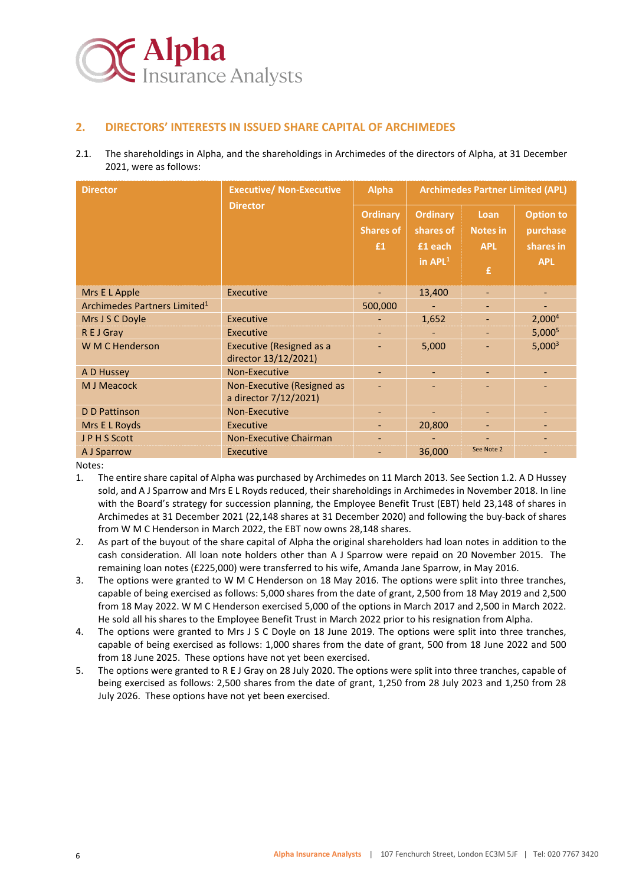## 2. DIRECTORS' INTERESTS IN ISSUED SHARE CAPITAL OF ARCHIMEDES

2.1. The shareholdings in Alpha, and the shareholdings in Archimedes of the directors of Alpha, at 31 December 2021, were as follows:

| Director | Executive/ Non-Executive Director | Alpha | Archimedes Partner Limited (APL) | | |
|---|---|---|---|---|---|
| | | Ordinary Shares of £1 | Ordinary shares of £1 each in APL[1] | Loan Notes in APL £ | Option to purchase shares in APL |
| Mrs E L Apple | Executive | - | 13,400 | - | - |
| Archimedes Partners Limited[1] | | 500,000 | - | - | - |
| Mrs J S C Doyle | Executive | - | 1,652 | - | 2,000[4] |
| R E J Gray | Executive | - | - | - | 5,000[5] |
| W M C Henderson | Executive (Resigned as a director 13/12/2021) | - | 5,000 | - | 5,000[3] |
| A D Hussey | Non-Executive | - | - | - | - |
| M J Meacock | Non-Executive (Resigned as a director 7/12/2021) | - | - | - | - |
| D D Pattinson | Non-Executive | - | - | - | - |
| Mrs E L Royds | Executive | - | 20,800 | - | - |
| J P H S Scott | Non-Executive Chairman | - | - | - | - |
| A J Sparrow | Executive | - | 36,000 | See Note 2 | - |

Notes:

1. The entire share capital of Alpha was purchased by Archimedes on 11 March 2013. See Section 1.2. A D Hussey sold, and A J Sparrow and Mrs E L Royds reduced, their shareholdings in Archimedes in November 2018. In line with the Board's strategy for succession planning, the Employee Benefit Trust (EBT) held 23,148 of shares in Archimedes at 31 December 2021 (22,148 shares at 31 December 2020) and following the buy-back of shares from W M C Henderson in March 2022, the EBT now owns 28,148 shares.
2. As part of the buyout of the share capital of Alpha the original shareholders had loan notes in addition to the cash consideration. All loan note holders other than A J Sparrow were repaid on 20 November 2015. The remaining loan notes (£225,000) were transferred to his wife, Amanda Jane Sparrow, in May 2016.
3. The options were granted to W M C Henderson on 18 May 2016. The options were split into three tranches, capable of being exercised as follows: 5,000 shares from the date of grant, 2,500 from 18 May 2019 and 2,500 from 18 May 2022. W M C Henderson exercised 5,000 of the options in March 2017 and 2,500 in March 2022. He sold all his shares to the Employee Benefit Trust in March 2022 prior to his resignation from Alpha.
4. The options were granted to Mrs J S C Doyle on 18 June 2019. The options were split into three tranches, capable of being exercised as follows: 1,000 shares from the date of grant, 500 from 18 June 2022 and 500 from 18 June 2025. These options have not yet been exercised.
5. The options were granted to R E J Gray on 28 July 2020. The options were split into three tranches, capable of being exercised as follows: 2,500 shares from the date of grant, 1,250 from 28 July 2023 and 1,250 from 28 July 2026. These options have not yet been exercised.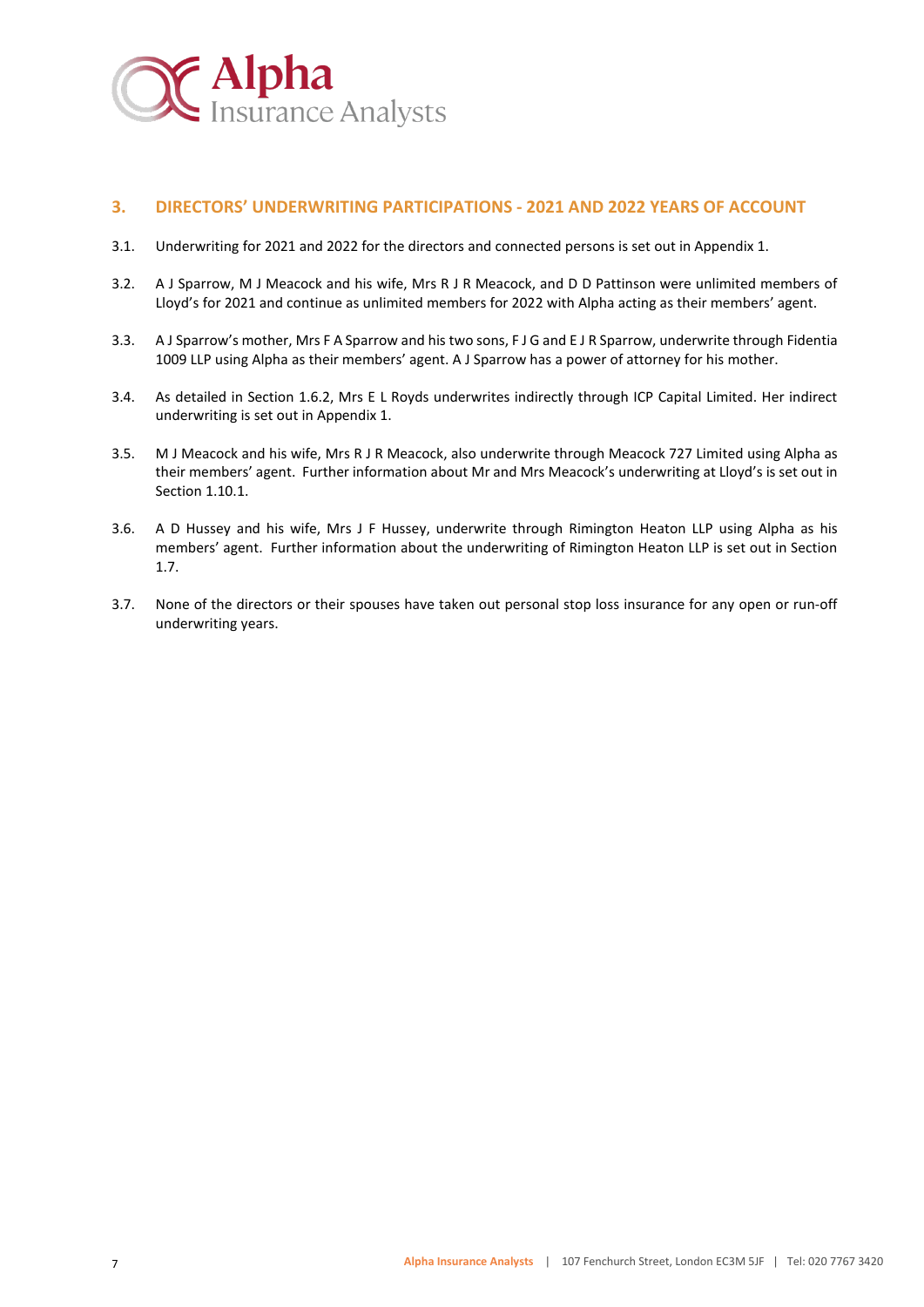## 3. DIRECTORS' UNDERWRITING PARTICIPATIONS - 2021 AND 2022 YEARS OF ACCOUNT

3.1. Underwriting for 2021 and 2022 for the directors and connected persons is set out in Appendix 1.

3.2. A J Sparrow, M J Meacock and his wife, Mrs R J R Meacock, and D D Pattinson were unlimited members of Lloyd's for 2021 and continue as unlimited members for 2022 with Alpha acting as their members' agent.

3.3. A J Sparrow's mother, Mrs F A Sparrow and his two sons, F J G and E J R Sparrow, underwrite through Fidentia 1009 LLP using Alpha as their members' agent. A J Sparrow has a power of attorney for his mother.

3.4. As detailed in Section 1.6.2, Mrs E L Royds underwrites indirectly through ICP Capital Limited. Her indirect underwriting is set out in Appendix 1.

3.5. M J Meacock and his wife, Mrs R J R Meacock, also underwrite through Meacock 727 Limited using Alpha as their members' agent. Further information about Mr and Mrs Meacock's underwriting at Lloyd's is set out in Section 1.10.1.

3.6. A D Hussey and his wife, Mrs J F Hussey, underwrite through Rimington Heaton LLP using Alpha as his members' agent. Further information about the underwriting of Rimington Heaton LLP is set out in Section 1.7.

3.7. None of the directors or their spouses have taken out personal stop loss insurance for any open or run-off underwriting years.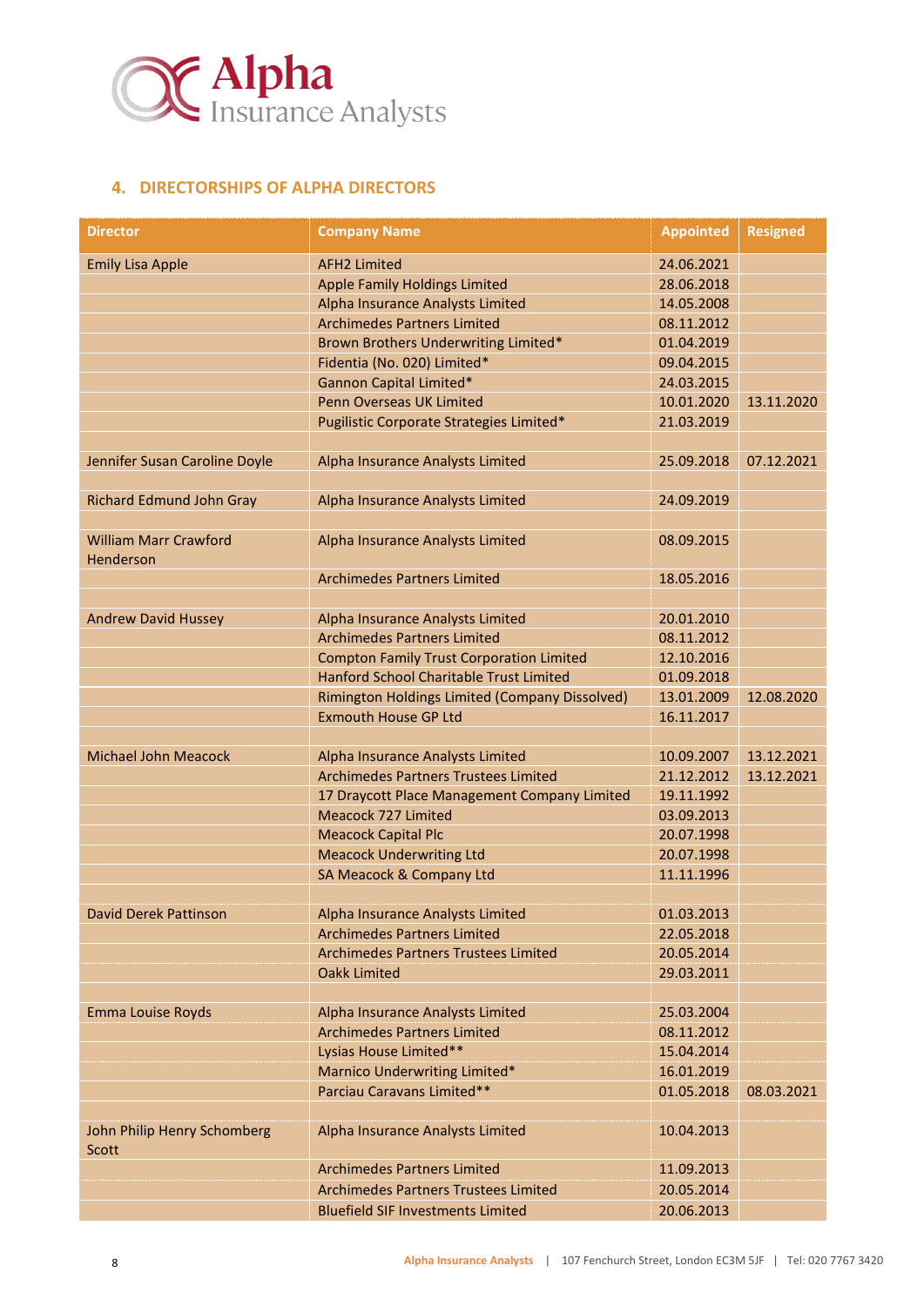## 4. DIRECTORSHIPS OF ALPHA DIRECTORS

| Director | Company Name | Appointed | Resigned |
|---|---|---|---|
| Emily Lisa Apple | AFH2 Limited | 24.06.2021 | |
| | Apple Family Holdings Limited | 28.06.2018 | |
| | Alpha Insurance Analysts Limited | 14.05.2008 | |
| | Archimedes Partners Limited | 08.11.2012 | |
| | Brown Brothers Underwriting Limited* | 01.04.2019 | |
| | Fidentia (No. 020) Limited* | 09.04.2015 | |
| | Gannon Capital Limited* | 24.03.2015 | |
| | Penn Overseas UK Limited | 10.01.2020 | 13.11.2020 |
| | Pugilistic Corporate Strategies Limited* | 21.03.2019 | |
| | | | |
| Jennifer Susan Caroline Doyle | Alpha Insurance Analysts Limited | 25.09.2018 | 07.12.2021 |
| | | | |
| Richard Edmund John Gray | Alpha Insurance Analysts Limited | 24.09.2019 | |
| | | | |
| William Marr Crawford Henderson | Alpha Insurance Analysts Limited | 08.09.2015 | |
| | Archimedes Partners Limited | 18.05.2016 | |
| | | | |
| Andrew David Hussey | Alpha Insurance Analysts Limited | 20.01.2010 | |
| | Archimedes Partners Limited | 08.11.2012 | |
| | Compton Family Trust Corporation Limited | 12.10.2016 | |
| | Hanford School Charitable Trust Limited | 01.09.2018 | |
| | Rimington Holdings Limited (Company Dissolved) | 13.01.2009 | 12.08.2020 |
| | Exmouth House GP Ltd | 16.11.2017 | |
| | | | |
| Michael John Meacock | Alpha Insurance Analysts Limited | 10.09.2007 | 13.12.2021 |
| | Archimedes Partners Trustees Limited | 21.12.2012 | 13.12.2021 |
| | 17 Draycott Place Management Company Limited | 19.11.1992 | |
| | Meacock 727 Limited | 03.09.2013 | |
| | Meacock Capital Plc | 20.07.1998 | |
| | Meacock Underwriting Ltd | 20.07.1998 | |
| | SA Meacock & Company Ltd | 11.11.1996 | |
| | | | |
| David Derek Pattinson | Alpha Insurance Analysts Limited | 01.03.2013 | |
| | Archimedes Partners Limited | 22.05.2018 | |
| | Archimedes Partners Trustees Limited | 20.05.2014 | |
| | Oakk Limited | 29.03.2011 | |
| | | | |
| Emma Louise Royds | Alpha Insurance Analysts Limited | 25.03.2004 | |
| | Archimedes Partners Limited | 08.11.2012 | |
| | Lysias House Limited** | 15.04.2014 | |
| | Marnico Underwriting Limited* | 16.01.2019 | |
| | Parciau Caravans Limited** | 01.05.2018 | 08.03.2021 |
| | | | |
| John Philip Henry Schomberg Scott | Alpha Insurance Analysts Limited | 10.04.2013 | |
| | Archimedes Partners Limited | 11.09.2013 | |
| | Archimedes Partners Trustees Limited | 20.05.2014 | |
| | Bluefield SIF Investments Limited | 20.06.2013 | |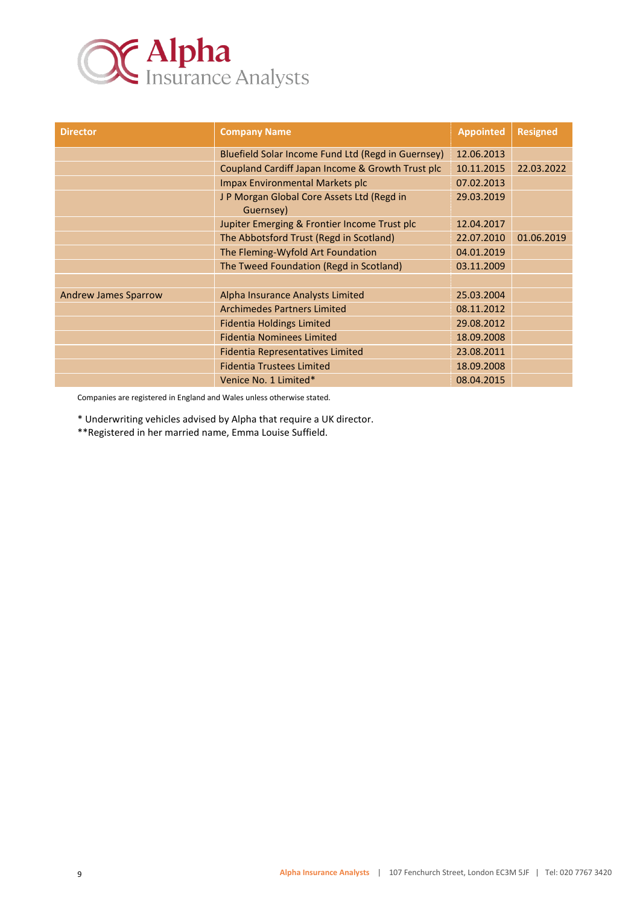| Director | Company Name | Appointed | Resigned |
|---|---|---|---|
| | Bluefield Solar Income Fund Ltd (Regd in Guernsey) | 12.06.2013 | |
| | Coupland Cardiff Japan Income & Growth Trust plc | 10.11.2015 | 22.03.2022 |
| | Impax Environmental Markets plc | 07.02.2013 | |
| | J P Morgan Global Core Assets Ltd (Regd in Guernsey) | 29.03.2019 | |
| | Jupiter Emerging & Frontier Income Trust plc | 12.04.2017 | |
| | The Abbotsford Trust (Regd in Scotland) | 22.07.2010 | 01.06.2019 |
| | The Fleming-Wyfold Art Foundation | 04.01.2019 | |
| | The Tweed Foundation (Regd in Scotland) | 03.11.2009 | |
| | | | |
| Andrew James Sparrow | Alpha Insurance Analysts Limited | 25.03.2004 | |
| | Archimedes Partners Limited | 08.11.2012 | |
| | Fidentia Holdings Limited | 29.08.2012 | |
| | Fidentia Nominees Limited | 18.09.2008 | |
| | Fidentia Representatives Limited | 23.08.2011 | |
| | Fidentia Trustees Limited | 18.09.2008 | |
| | Venice No. 1 Limited* | 08.04.2015 | |

Companies are registered in England and Wales unless otherwise stated.

* Underwriting vehicles advised by Alpha that require a UK director.

**Registered in her married name, Emma Louise Suffield.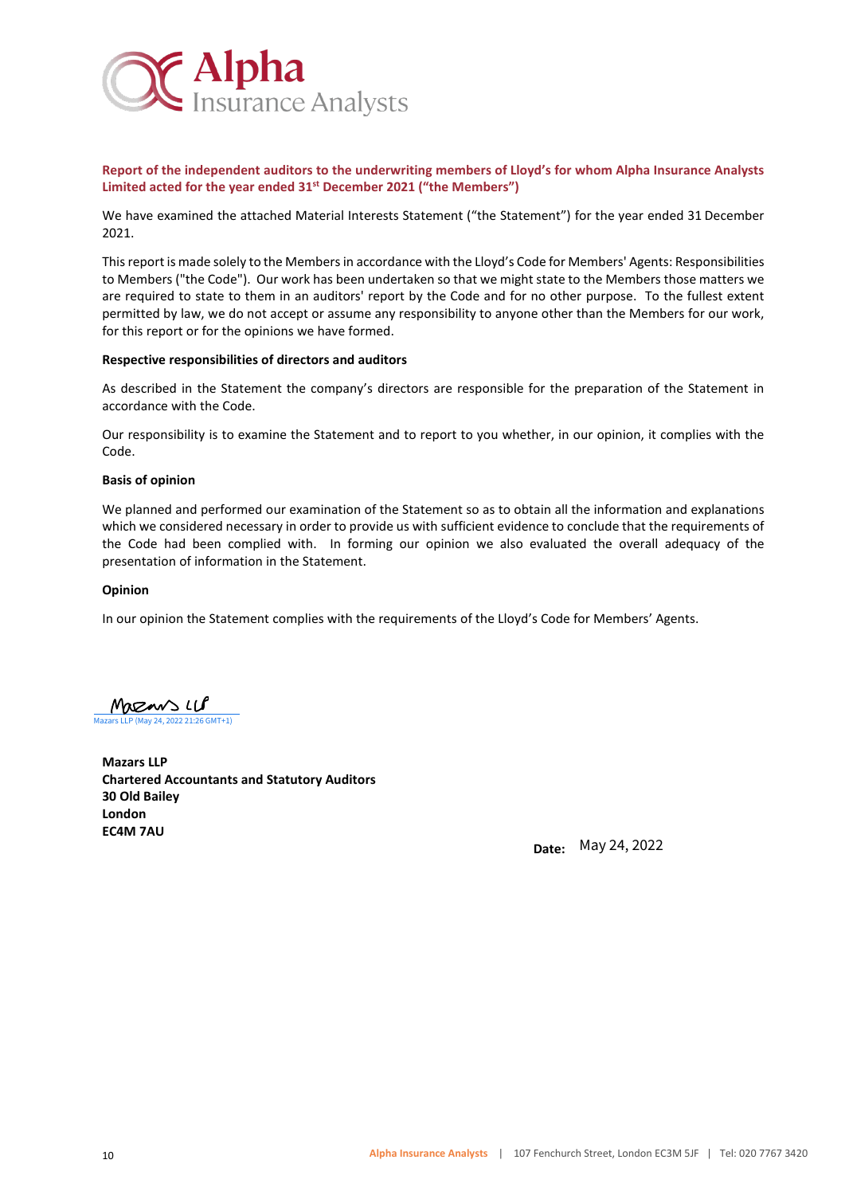**Report of the independent auditors to the underwriting members of Lloyd's for whom Alpha Insurance Analysts Limited acted for the year ended 31st December 2021 ("the Members")**

We have examined the attached Material Interests Statement ("the Statement") for the year ended 31 December 2021.

This report is made solely to the Members in accordance with the Lloyd's Code for Members' Agents: Responsibilities to Members ("the Code"). Our work has been undertaken so that we might state to the Members those matters we are required to state to them in an auditors' report by the Code and for no other purpose. To the fullest extent permitted by law, we do not accept or assume any responsibility to anyone other than the Members for our work, for this report or for the opinions we have formed.

**Respective responsibilities of directors and auditors**

As described in the Statement the company's directors are responsible for the preparation of the Statement in accordance with the Code.

Our responsibility is to examine the Statement and to report to you whether, in our opinion, it complies with the Code.

**Basis of opinion**

We planned and performed our examination of the Statement so as to obtain all the information and explanations which we considered necessary in order to provide us with sufficient evidence to conclude that the requirements of the Code had been complied with. In forming our opinion we also evaluated the overall adequacy of the presentation of information in the Statement.

**Opinion**

In our opinion the Statement complies with the requirements of the Lloyd's Code for Members' Agents.

Mazars LLP
Mazars LLP (May 24, 2022 21:26 GMT+1)

**Mazars LLP**
**Chartered Accountants and Statutory Auditors**
**30 Old Bailey**
**London**
**EC4M 7AU**

**Date:** May 24, 2022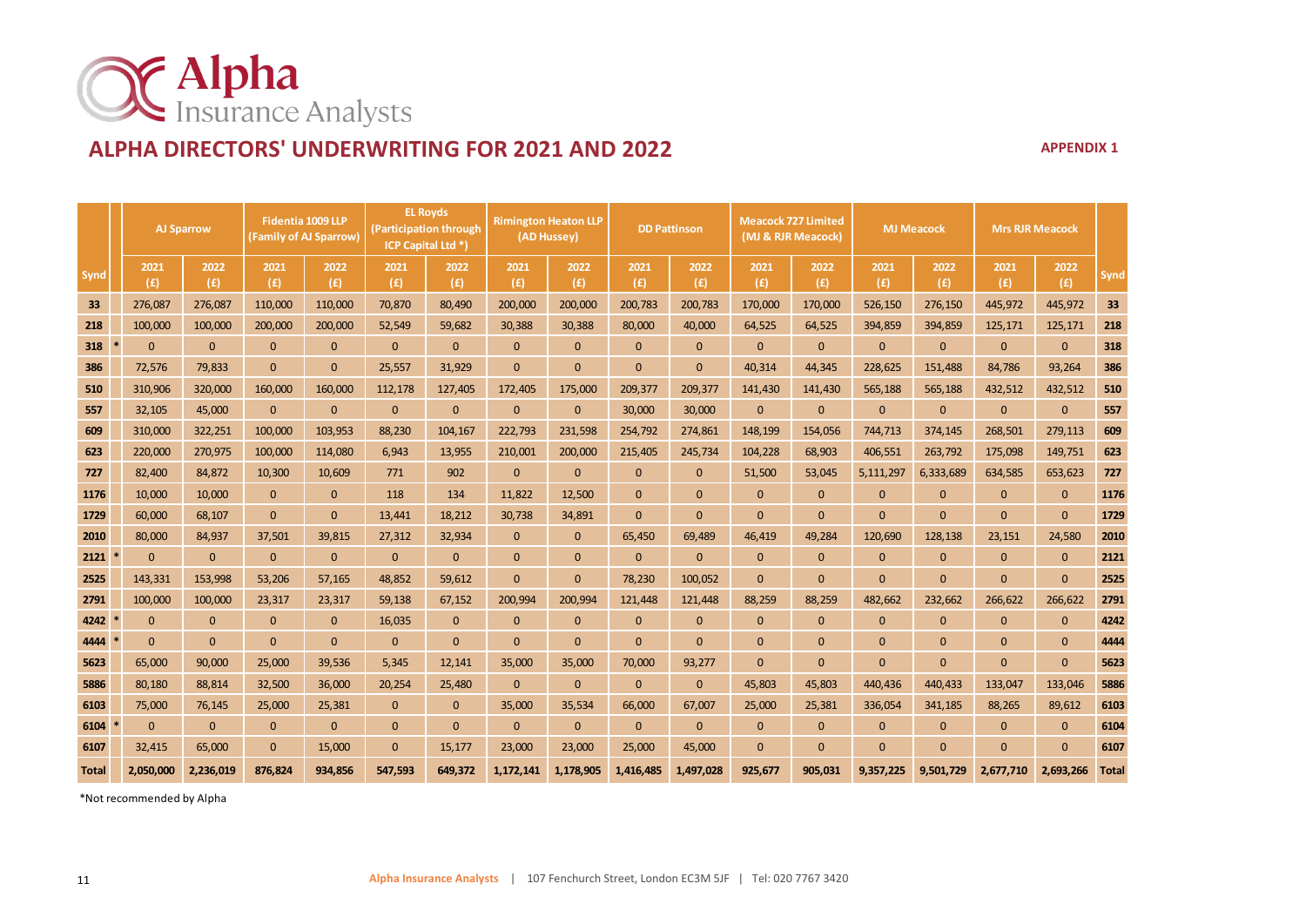Alpha Insurance Analysts

## ALPHA DIRECTORS' UNDERWRITING FOR 2021 AND 2022

**APPENDIX 1**

| Synd | | AJ Sparrow | | Fidentia 1009 LLP (Family of AJ Sparrow) | | EL Royds (Participation through ICP Capital Ltd *) | | Rimington Heaton LLP (AD Hussey) | | DD Pattinson | | Meacock 727 Limited (MJ & RJR Meacock) | | MJ Meacock | | Mrs RJR Meacock | | Synd |
|---|---|---|---|---|---|---|---|---|---|---|---|---|---|---|---|---|---|---|
| | | 2021 (£) | 2022 (£) | 2021 (£) | 2022 (£) | 2021 (£) | 2022 (£) | 2021 (£) | 2022 (£) | 2021 (£) | 2022 (£) | 2021 (£) | 2022 (£) | 2021 (£) | 2022 (£) | 2021 (£) | 2022 (£) | |
| **33** | | 276,087 | 276,087 | 110,000 | 110,000 | 70,870 | 80,490 | 200,000 | 200,000 | 200,783 | 200,783 | 170,000 | 170,000 | 526,150 | 276,150 | 445,972 | 445,972 | **33** |
| **218** | | 100,000 | 100,000 | 200,000 | 200,000 | 52,549 | 59,682 | 30,388 | 30,388 | 80,000 | 40,000 | 64,525 | 64,525 | 394,859 | 394,859 | 125,171 | 125,171 | **218** |
| **318** | * | 0 | 0 | 0 | 0 | 0 | 0 | 0 | 0 | 0 | 0 | 0 | 0 | 0 | 0 | 0 | 0 | **318** |
| **386** | | 72,576 | 79,833 | 0 | 0 | 25,557 | 31,929 | 0 | 0 | 0 | 0 | 40,314 | 44,345 | 228,625 | 151,488 | 84,786 | 93,264 | **386** |
| **510** | | 310,906 | 320,000 | 160,000 | 160,000 | 112,178 | 127,405 | 172,405 | 175,000 | 209,377 | 209,377 | 141,430 | 141,430 | 565,188 | 565,188 | 432,512 | 432,512 | **510** |
| **557** | | 32,105 | 45,000 | 0 | 0 | 0 | 0 | 0 | 0 | 30,000 | 30,000 | 0 | 0 | 0 | 0 | 0 | 0 | **557** |
| **609** | | 310,000 | 322,251 | 100,000 | 103,953 | 88,230 | 104,167 | 222,793 | 231,598 | 254,792 | 274,861 | 148,199 | 154,056 | 744,713 | 374,145 | 268,501 | 279,113 | **609** |
| **623** | | 220,000 | 270,975 | 100,000 | 114,080 | 6,943 | 13,955 | 210,001 | 200,000 | 215,405 | 245,734 | 104,228 | 68,903 | 406,551 | 263,792 | 175,098 | 149,751 | **623** |
| **727** | | 82,400 | 84,872 | 10,300 | 10,609 | 771 | 902 | 0 | 0 | 0 | 0 | 51,500 | 53,045 | 5,111,297 | 6,333,689 | 634,585 | 653,623 | **727** |
| **1176** | | 10,000 | 10,000 | 0 | 0 | 118 | 134 | 11,822 | 12,500 | 0 | 0 | 0 | 0 | 0 | 0 | 0 | 0 | **1176** |
| **1729** | | 60,000 | 68,107 | 0 | 0 | 13,441 | 18,212 | 30,738 | 34,891 | 0 | 0 | 0 | 0 | 0 | 0 | 0 | 0 | **1729** |
| **2010** | | 80,000 | 84,937 | 37,501 | 39,815 | 27,312 | 32,934 | 0 | 0 | 65,450 | 69,489 | 46,419 | 49,284 | 120,690 | 128,138 | 23,151 | 24,580 | **2010** |
| **2121** | * | 0 | 0 | 0 | 0 | 0 | 0 | 0 | 0 | 0 | 0 | 0 | 0 | 0 | 0 | 0 | 0 | **2121** |
| **2525** | | 143,331 | 153,998 | 53,206 | 57,165 | 48,852 | 59,612 | 0 | 0 | 78,230 | 100,052 | 0 | 0 | 0 | 0 | 0 | 0 | **2525** |
| **2791** | | 100,000 | 100,000 | 23,317 | 23,317 | 59,138 | 67,152 | 200,994 | 200,994 | 121,448 | 121,448 | 88,259 | 88,259 | 482,662 | 232,662 | 266,622 | 266,622 | **2791** |
| **4242** | * | 0 | 0 | 0 | 0 | 16,035 | 0 | 0 | 0 | 0 | 0 | 0 | 0 | 0 | 0 | 0 | 0 | **4242** |
| **4444** | * | 0 | 0 | 0 | 0 | 0 | 0 | 0 | 0 | 0 | 0 | 0 | 0 | 0 | 0 | 0 | 0 | **4444** |
| **5623** | | 65,000 | 90,000 | 25,000 | 39,536 | 5,345 | 12,141 | 35,000 | 35,000 | 70,000 | 93,277 | 0 | 0 | 0 | 0 | 0 | 0 | **5623** |
| **5886** | | 80,180 | 88,814 | 32,500 | 36,000 | 20,254 | 25,480 | 0 | 0 | 0 | 0 | 45,803 | 45,803 | 440,436 | 440,433 | 133,047 | 133,046 | **5886** |
| **6103** | | 75,000 | 76,145 | 25,000 | 25,381 | 0 | 0 | 35,000 | 35,534 | 66,000 | 67,007 | 25,000 | 25,381 | 336,054 | 341,185 | 88,265 | 89,612 | **6103** |
| **6104** | * | 0 | 0 | 0 | 0 | 0 | 0 | 0 | 0 | 0 | 0 | 0 | 0 | 0 | 0 | 0 | 0 | **6104** |
| **6107** | | 32,415 | 65,000 | 0 | 15,000 | 0 | 15,177 | 23,000 | 23,000 | 25,000 | 45,000 | 0 | 0 | 0 | 0 | 0 | 0 | **6107** |
| **Total** | | **2,050,000** | **2,236,019** | **876,824** | **934,856** | **547,593** | **649,372** | **1,172,141** | **1,178,905** | **1,416,485** | **1,497,028** | **925,677** | **905,031** | **9,357,225** | **9,501,729** | **2,677,710** | **2,693,266** | **Total** |

*Not recommended by Alpha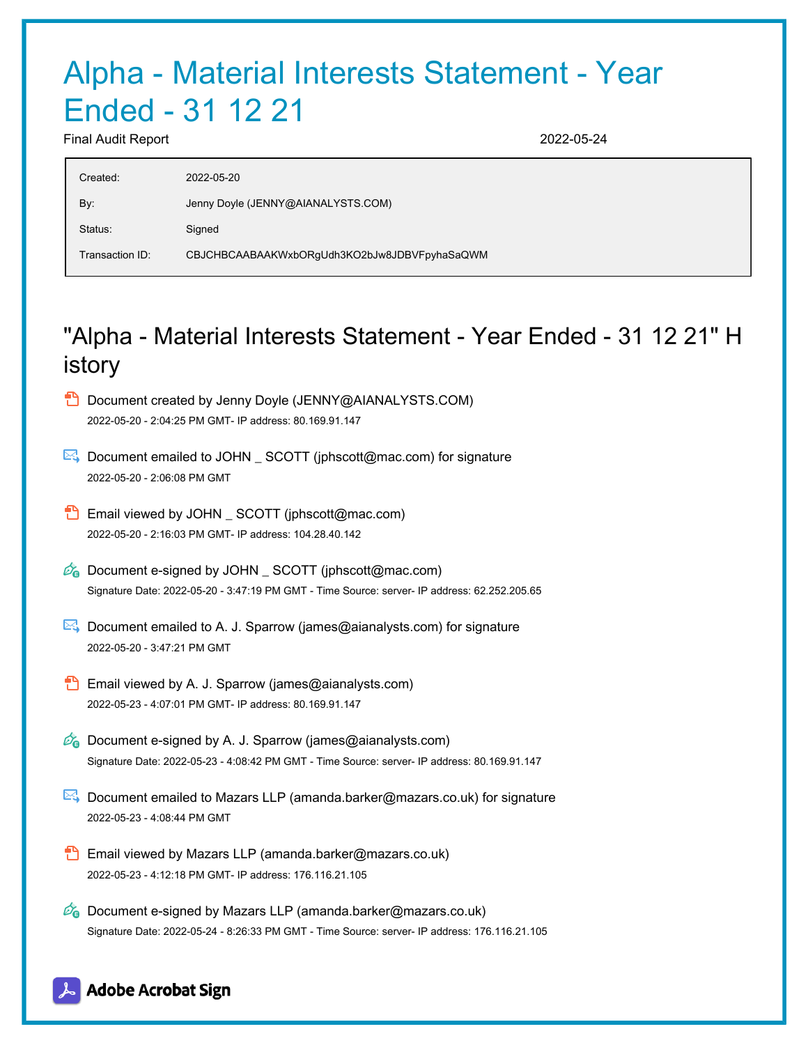# Alpha - Material Interests Statement - Year Ended - 31 12 21

Final Audit Report 2022-05-24

| | |
|---|---|
| Created: | 2022-05-20 |
| By: | Jenny Doyle (JENNY@AIANALYSTS.COM) |
| Status: | Signed |
| Transaction ID: | CBJCHBCAABAAKWxbORgUdh3KO2bJw8JDBVFpyhaSaQWM |

## "Alpha - Material Interests Statement - Year Ended - 31 12 21" History

- Document created by Jenny Doyle (JENNY@AIANALYSTS.COM)
  2022-05-20 - 2:04:25 PM GMT- IP address: 80.169.91.147

- Document emailed to JOHN _ SCOTT (jphscott@mac.com) for signature
  2022-05-20 - 2:06:08 PM GMT

- Email viewed by JOHN _ SCOTT (jphscott@mac.com)
  2022-05-20 - 2:16:03 PM GMT- IP address: 104.28.40.142

- Document e-signed by JOHN _ SCOTT (jphscott@mac.com)
  Signature Date: 2022-05-20 - 3:47:19 PM GMT - Time Source: server- IP address: 62.252.205.65

- Document emailed to A. J. Sparrow (james@aianalysts.com) for signature
  2022-05-20 - 3:47:21 PM GMT

- Email viewed by A. J. Sparrow (james@aianalysts.com)
  2022-05-23 - 4:07:01 PM GMT- IP address: 80.169.91.147

- Document e-signed by A. J. Sparrow (james@aianalysts.com)
  Signature Date: 2022-05-23 - 4:08:42 PM GMT - Time Source: server- IP address: 80.169.91.147

- Document emailed to Mazars LLP (amanda.barker@mazars.co.uk) for signature
  2022-05-23 - 4:08:44 PM GMT

- Email viewed by Mazars LLP (amanda.barker@mazars.co.uk)
  2022-05-23 - 4:12:18 PM GMT- IP address: 176.116.21.105

- Document e-signed by Mazars LLP (amanda.barker@mazars.co.uk)
  Signature Date: 2022-05-24 - 8:26:33 PM GMT - Time Source: server- IP address: 176.116.21.105

Adobe Acrobat Sign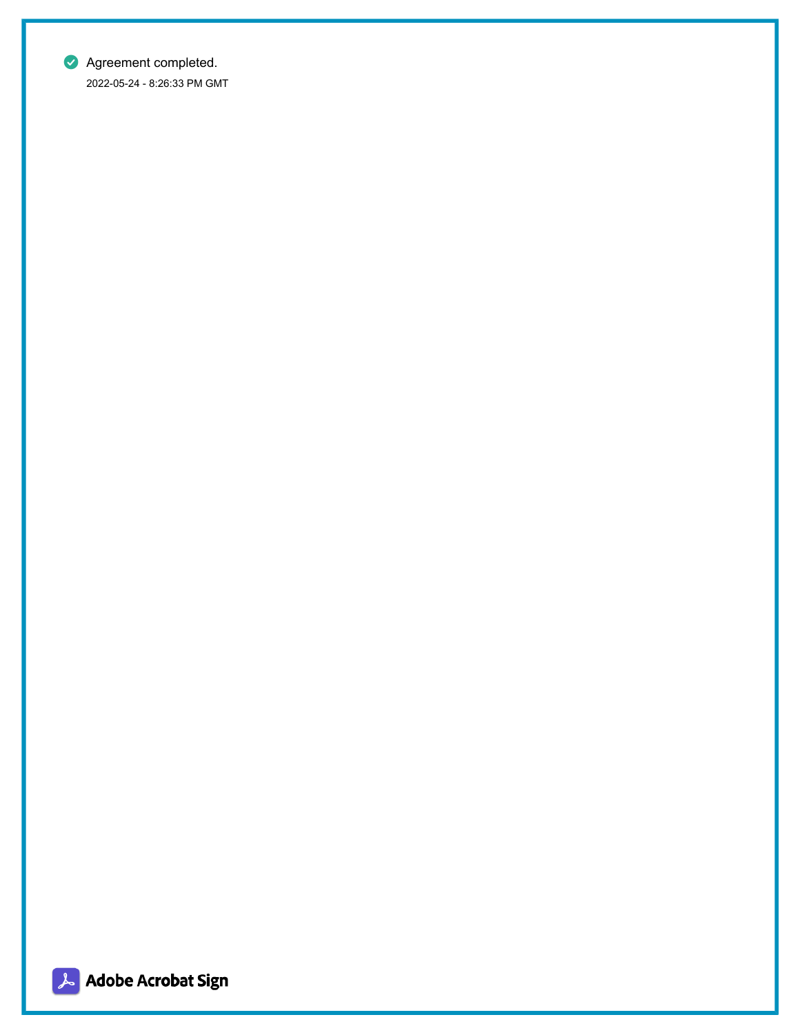Agreement completed.

2022-05-24 - 8:26:33 PM GMT

Adobe Acrobat Sign